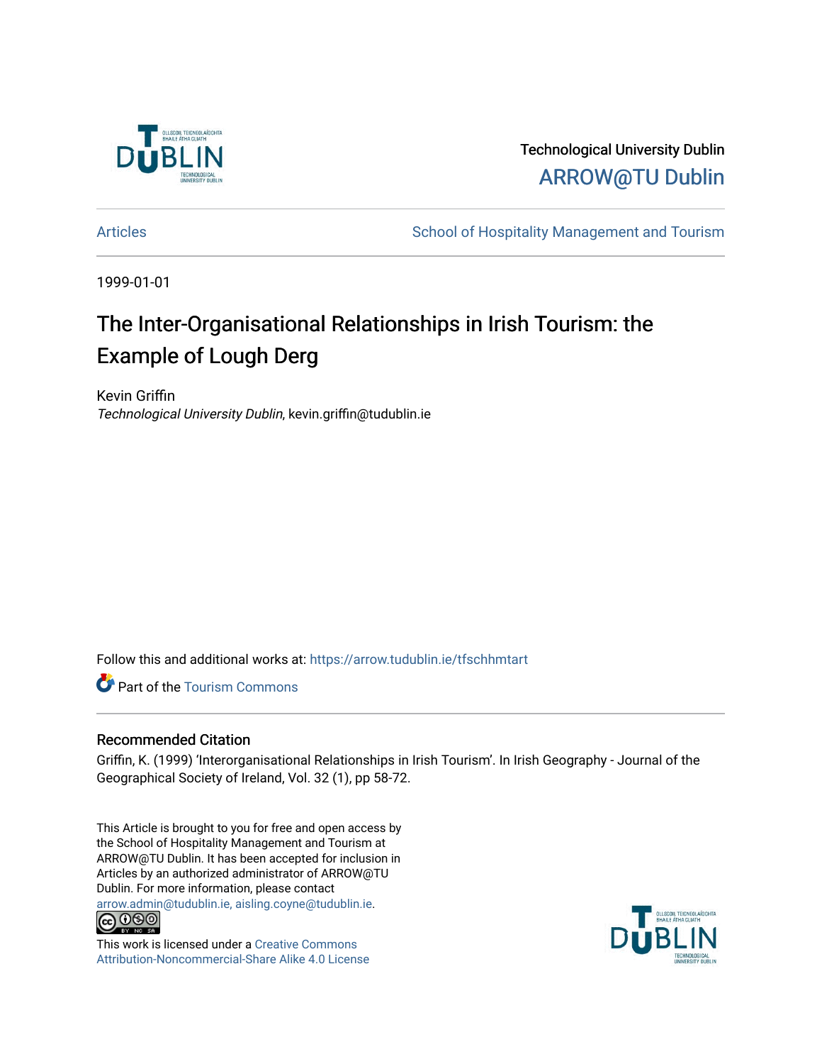Technological University Dublin

ARROW@TU Dublin

Articles | School of Hospitality Management and Tourism

1999-01-01

# The Inter-Organisational Relationships in Irish Tourism: the Example of Lough Derg

Kevin Griffin

*Technological University Dublin*, kevin.griffin@tudublin.ie

Follow this and additional works at: https://arrow.tudublin.ie/tfschhmtart

Part of the Tourism Commons

## Recommended Citation

Griffin, K. (1999) 'Interorganisational Relationships in Irish Tourism'. In Irish Geography - Journal of the Geographical Society of Ireland, Vol. 32 (1), pp 58-72.

This Article is brought to you for free and open access by the School of Hospitality Management and Tourism at ARROW@TU Dublin. It has been accepted for inclusion in Articles by an authorized administrator of ARROW@TU Dublin. For more information, please contact arrow.admin@tudublin.ie, aisling.coyne@tudublin.ie.

This work is licensed under a Creative Commons Attribution-Noncommercial-Share Alike 4.0 License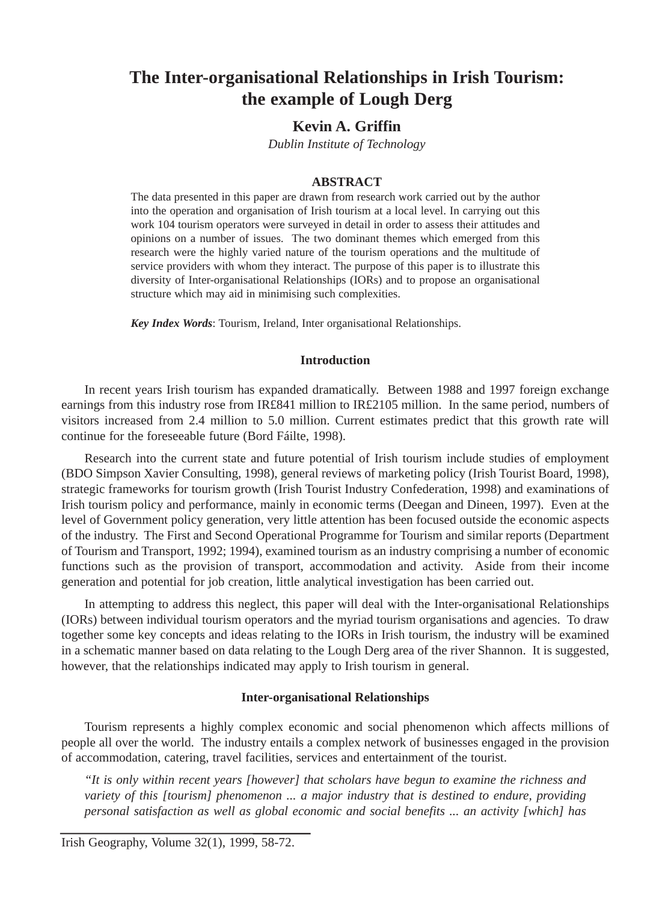# The Inter-organisational Relationships in Irish Tourism: the example of Lough Derg

**Kevin A. Griffin**

*Dublin Institute of Technology*

### ABSTRACT

The data presented in this paper are drawn from research work carried out by the author into the operation and organisation of Irish tourism at a local level. In carrying out this work 104 tourism operators were surveyed in detail in order to assess their attitudes and opinions on a number of issues. The two dominant themes which emerged from this research were the highly varied nature of the tourism operations and the multitude of service providers with whom they interact. The purpose of this paper is to illustrate this diversity of Inter-organisational Relationships (IORs) and to propose an organisational structure which may aid in minimising such complexities.

***Key Index Words***: Tourism, Ireland, Inter organisational Relationships.

### Introduction

In recent years Irish tourism has expanded dramatically. Between 1988 and 1997 foreign exchange earnings from this industry rose from IR£841 million to IR£2105 million. In the same period, numbers of visitors increased from 2.4 million to 5.0 million. Current estimates predict that this growth rate will continue for the foreseeable future (Bord Fáilte, 1998).

Research into the current state and future potential of Irish tourism include studies of employment (BDO Simpson Xavier Consulting, 1998), general reviews of marketing policy (Irish Tourist Board, 1998), strategic frameworks for tourism growth (Irish Tourist Industry Confederation, 1998) and examinations of Irish tourism policy and performance, mainly in economic terms (Deegan and Dineen, 1997). Even at the level of Government policy generation, very little attention has been focused outside the economic aspects of the industry. The First and Second Operational Programme for Tourism and similar reports (Department of Tourism and Transport, 1992; 1994), examined tourism as an industry comprising a number of economic functions such as the provision of transport, accommodation and activity. Aside from their income generation and potential for job creation, little analytical investigation has been carried out.

In attempting to address this neglect, this paper will deal with the Inter-organisational Relationships (IORs) between individual tourism operators and the myriad tourism organisations and agencies. To draw together some key concepts and ideas relating to the IORs in Irish tourism, the industry will be examined in a schematic manner based on data relating to the Lough Derg area of the river Shannon. It is suggested, however, that the relationships indicated may apply to Irish tourism in general.

### Inter-organisational Relationships

Tourism represents a highly complex economic and social phenomenon which affects millions of people all over the world. The industry entails a complex network of businesses engaged in the provision of accommodation, catering, travel facilities, services and entertainment of the tourist.

> *"It is only within recent years [however] that scholars have begun to examine the richness and variety of this [tourism] phenomenon ... a major industry that is destined to endure, providing personal satisfaction as well as global economic and social benefits ... an activity [which] has*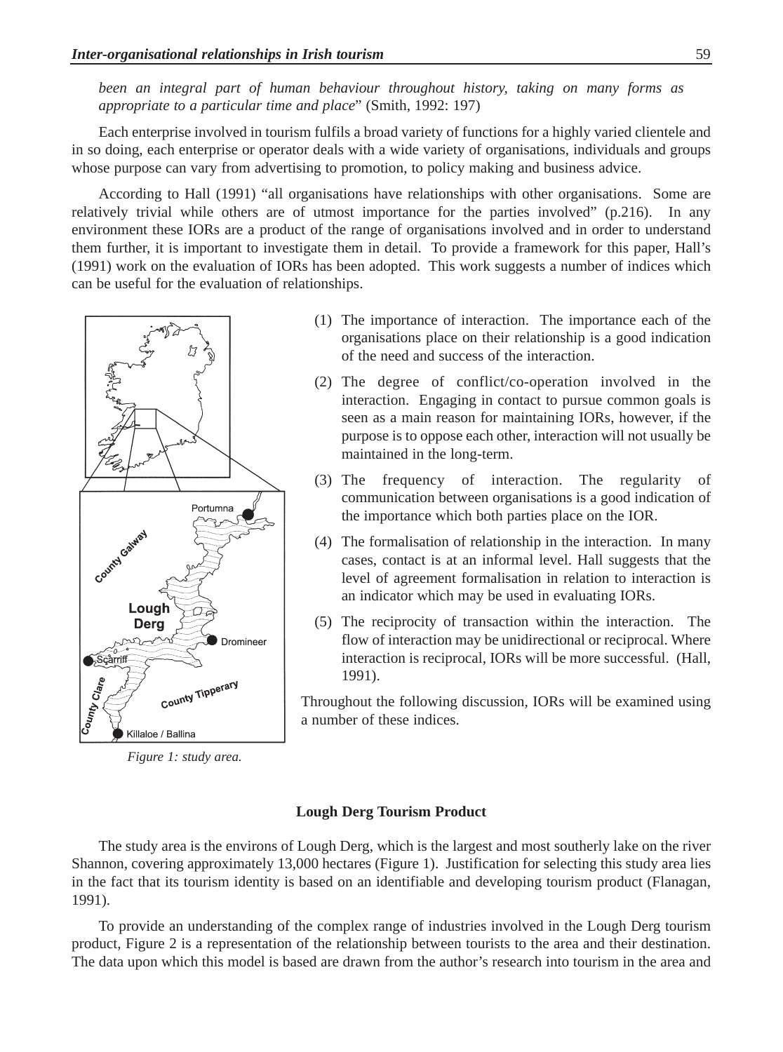*been an integral part of human behaviour throughout history, taking on many forms as appropriate to a particular time and place*" (Smith, 1992: 197)

Each enterprise involved in tourism fulfils a broad variety of functions for a highly varied clientele and in so doing, each enterprise or operator deals with a wide variety of organisations, individuals and groups whose purpose can vary from advertising to promotion, to policy making and business advice.

According to Hall (1991) "all organisations have relationships with other organisations. Some are relatively trivial while others are of utmost importance for the parties involved" (p.216). In any environment these IORs are a product of the range of organisations involved and in order to understand them further, it is important to investigate them in detail. To provide a framework for this paper, Hall's (1991) work on the evaluation of IORs has been adopted. This work suggests a number of indices which can be useful for the evaluation of relationships.

(1) The importance of interaction. The importance each of the organisations place on their relationship is a good indication of the need and success of the interaction.

(2) The degree of conflict/co-operation involved in the interaction. Engaging in contact to pursue common goals is seen as a main reason for maintaining IORs, however, if the purpose is to oppose each other, interaction will not usually be maintained in the long-term.

(3) The frequency of interaction. The regularity of communication between organisations is a good indication of the importance which both parties place on the IOR.

(4) The formalisation of relationship in the interaction. In many cases, contact is at an informal level. Hall suggests that the level of agreement formalisation in relation to interaction is an indicator which may be used in evaluating IORs.

(5) The reciprocity of transaction within the interaction. The flow of interaction may be unidirectional or reciprocal. Where interaction is reciprocal, IORs will be more successful. (Hall, 1991).

Throughout the following discussion, IORs will be examined using a number of these indices.

*Figure 1: study area.*

**Lough Derg Tourism Product**

The study area is the environs of Lough Derg, which is the largest and most southerly lake on the river Shannon, covering approximately 13,000 hectares (Figure 1). Justification for selecting this study area lies in the fact that its tourism identity is based on an identifiable and developing tourism product (Flanagan, 1991).

To provide an understanding of the complex range of industries involved in the Lough Derg tourism product, Figure 2 is a representation of the relationship between tourists to the area and their destination. The data upon which this model is based are drawn from the author's research into tourism in the area and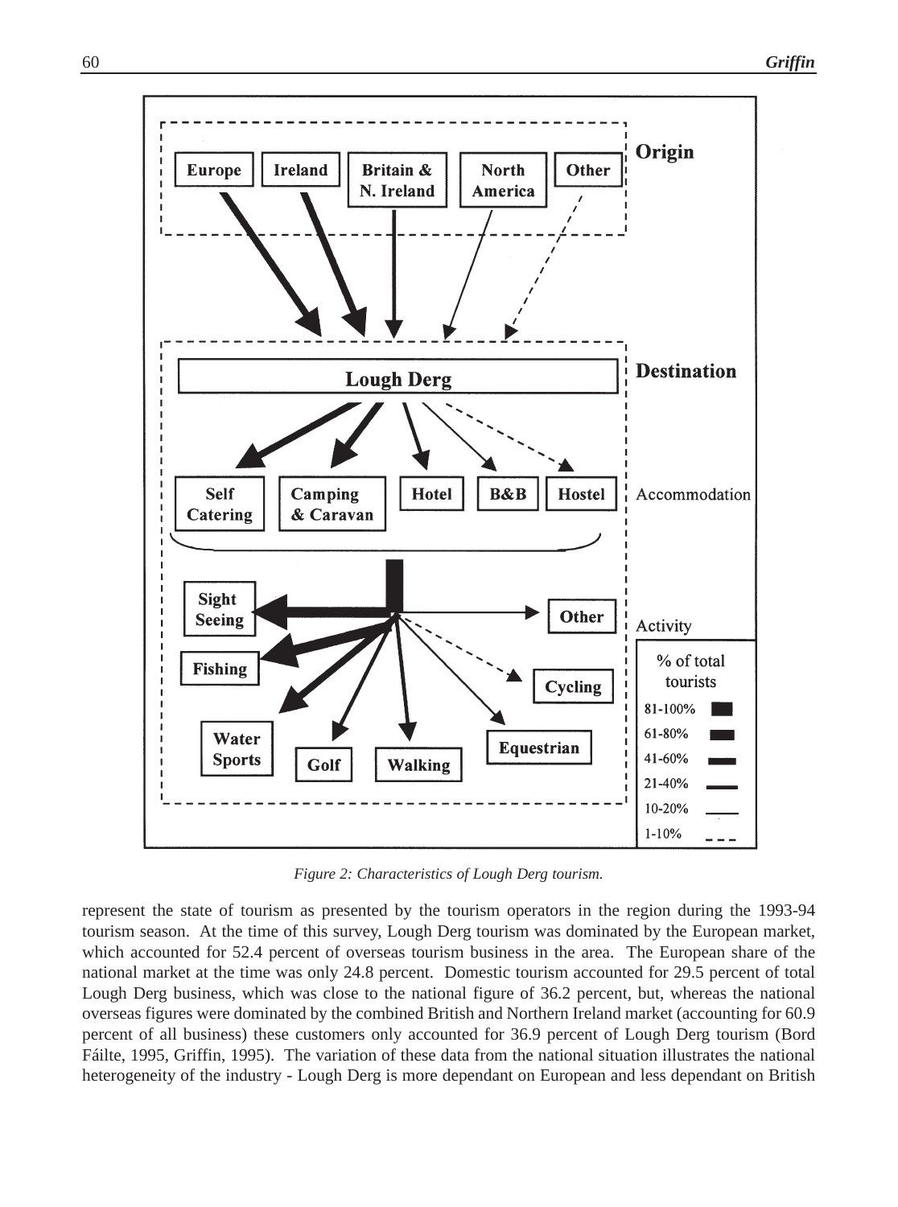Figure 2: Characteristics of Lough Derg tourism.

represent the state of tourism as presented by the tourism operators in the region during the 1993-94 tourism season. At the time of this survey, Lough Derg tourism was dominated by the European market, which accounted for 52.4 percent of overseas tourism business in the area. The European share of the national market at the time was only 24.8 percent. Domestic tourism accounted for 29.5 percent of total Lough Derg business, which was close to the national figure of 36.2 percent, but, whereas the national overseas figures were dominated by the combined British and Northern Ireland market (accounting for 60.9 percent of all business) these customers only accounted for 36.9 percent of Lough Derg tourism (Bord Fáilte, 1995, Griffin, 1995). The variation of these data from the national situation illustrates the national heterogeneity of the industry - Lough Derg is more dependant on European and less dependant on British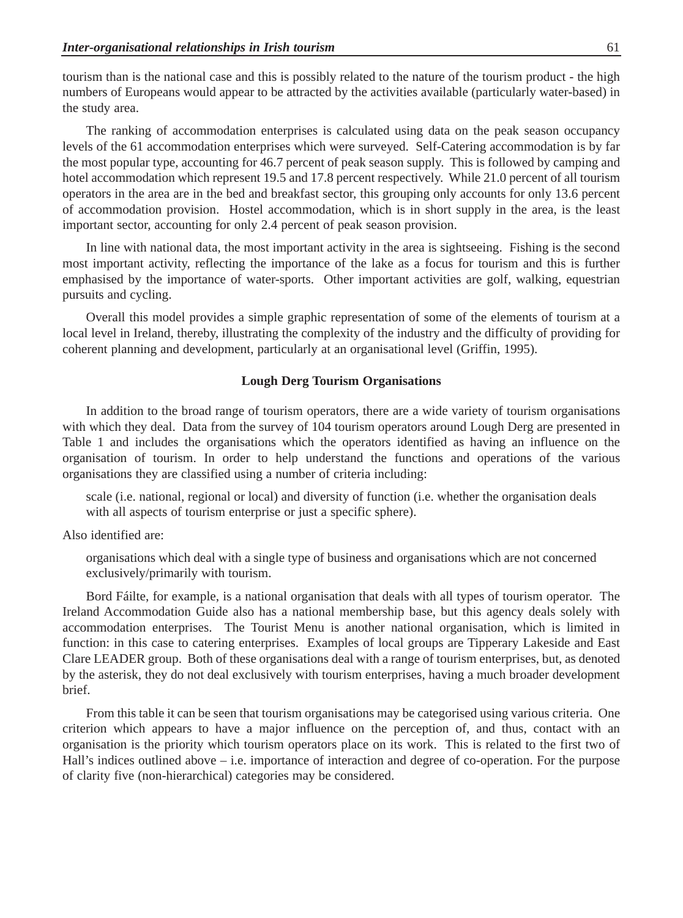tourism than is the national case and this is possibly related to the nature of the tourism product - the high numbers of Europeans would appear to be attracted by the activities available (particularly water-based) in the study area.

The ranking of accommodation enterprises is calculated using data on the peak season occupancy levels of the 61 accommodation enterprises which were surveyed. Self-Catering accommodation is by far the most popular type, accounting for 46.7 percent of peak season supply. This is followed by camping and hotel accommodation which represent 19.5 and 17.8 percent respectively. While 21.0 percent of all tourism operators in the area are in the bed and breakfast sector, this grouping only accounts for only 13.6 percent of accommodation provision. Hostel accommodation, which is in short supply in the area, is the least important sector, accounting for only 2.4 percent of peak season provision.

In line with national data, the most important activity in the area is sightseeing. Fishing is the second most important activity, reflecting the importance of the lake as a focus for tourism and this is further emphasised by the importance of water-sports. Other important activities are golf, walking, equestrian pursuits and cycling.

Overall this model provides a simple graphic representation of some of the elements of tourism at a local level in Ireland, thereby, illustrating the complexity of the industry and the difficulty of providing for coherent planning and development, particularly at an organisational level (Griffin, 1995).

## Lough Derg Tourism Organisations

In addition to the broad range of tourism operators, there are a wide variety of tourism organisations with which they deal. Data from the survey of 104 tourism operators around Lough Derg are presented in Table 1 and includes the organisations which the operators identified as having an influence on the organisation of tourism. In order to help understand the functions and operations of the various organisations they are classified using a number of criteria including:

scale (i.e. national, regional or local) and diversity of function (i.e. whether the organisation deals with all aspects of tourism enterprise or just a specific sphere).

Also identified are:

organisations which deal with a single type of business and organisations which are not concerned exclusively/primarily with tourism.

Bord Fáilte, for example, is a national organisation that deals with all types of tourism operator. The Ireland Accommodation Guide also has a national membership base, but this agency deals solely with accommodation enterprises. The Tourist Menu is another national organisation, which is limited in function: in this case to catering enterprises. Examples of local groups are Tipperary Lakeside and East Clare LEADER group. Both of these organisations deal with a range of tourism enterprises, but, as denoted by the asterisk, they do not deal exclusively with tourism enterprises, having a much broader development brief.

From this table it can be seen that tourism organisations may be categorised using various criteria. One criterion which appears to have a major influence on the perception of, and thus, contact with an organisation is the priority which tourism operators place on its work. This is related to the first two of Hall's indices outlined above – i.e. importance of interaction and degree of co-operation. For the purpose of clarity five (non-hierarchical) categories may be considered.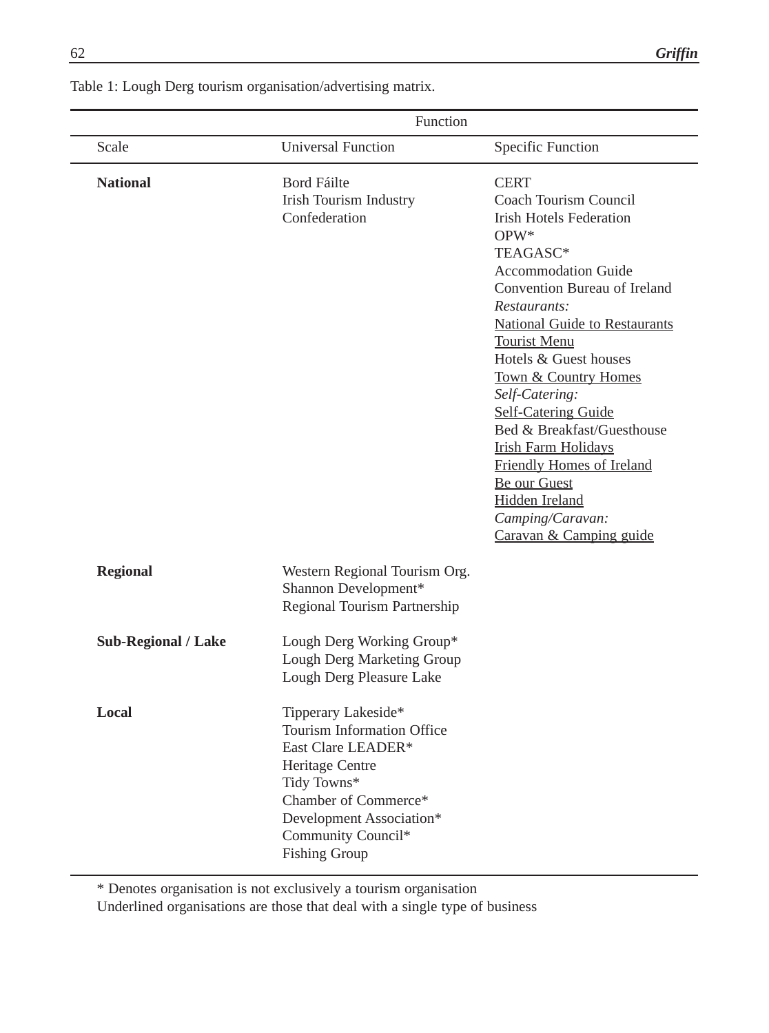Table 1: Lough Derg tourism organisation/advertising matrix.

| | Function | |
|---|---|---|
| Scale | Universal Function | Specific Function |
| **National** | Bord Fáilte<br>Irish Tourism Industry Confederation | CERT<br>Coach Tourism Council<br>Irish Hotels Federation<br>OPW*<br>TEAGASC*<br>Accommodation Guide<br>Convention Bureau of Ireland<br>*Restaurants:*<br><u>National Guide to Restaurants</u><br><u>Tourist Menu</u><br>Hotels & Guest houses<br><u>Town & Country Homes</u><br>*Self-Catering:*<br><u>Self-Catering Guide</u><br>Bed & Breakfast/Guesthouse<br><u>Irish Farm Holidays</u><br><u>Friendly Homes of Ireland</u><br><u>Be our Guest</u><br><u>Hidden Ireland</u><br>*Camping/Caravan:*<br><u>Caravan & Camping guide</u> |
| **Regional** | Western Regional Tourism Org.<br>Shannon Development*<br>Regional Tourism Partnership | |
| **Sub-Regional / Lake** | Lough Derg Working Group*<br>Lough Derg Marketing Group<br>Lough Derg Pleasure Lake | |
| **Local** | Tipperary Lakeside*<br>Tourism Information Office<br>East Clare LEADER*<br>Heritage Centre<br>Tidy Towns*<br>Chamber of Commerce*<br>Development Association*<br>Community Council*<br>Fishing Group | |

* Denotes organisation is not exclusively a tourism organisation
Underlined organisations are those that deal with a single type of business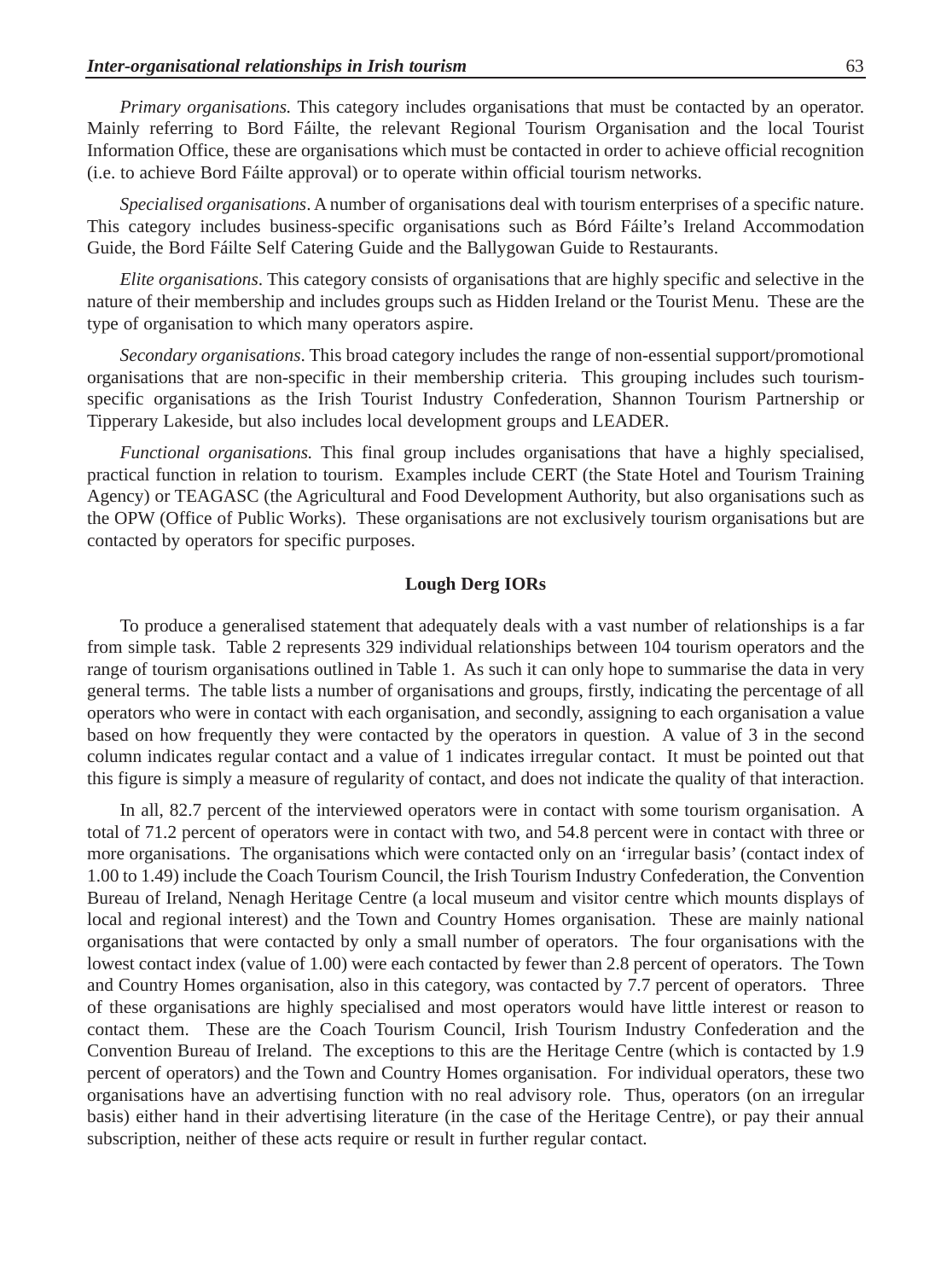*Primary organisations.* This category includes organisations that must be contacted by an operator. Mainly referring to Bord Fáilte, the relevant Regional Tourism Organisation and the local Tourist Information Office, these are organisations which must be contacted in order to achieve official recognition (i.e. to achieve Bord Fáilte approval) or to operate within official tourism networks.

*Specialised organisations*. A number of organisations deal with tourism enterprises of a specific nature. This category includes business-specific organisations such as Bórd Fáilte's Ireland Accommodation Guide, the Bord Fáilte Self Catering Guide and the Ballygowan Guide to Restaurants.

*Elite organisations*. This category consists of organisations that are highly specific and selective in the nature of their membership and includes groups such as Hidden Ireland or the Tourist Menu. These are the type of organisation to which many operators aspire.

*Secondary organisations*. This broad category includes the range of non-essential support/promotional organisations that are non-specific in their membership criteria. This grouping includes such tourism-specific organisations as the Irish Tourist Industry Confederation, Shannon Tourism Partnership or Tipperary Lakeside, but also includes local development groups and LEADER.

*Functional organisations.* This final group includes organisations that have a highly specialised, practical function in relation to tourism. Examples include CERT (the State Hotel and Tourism Training Agency) or TEAGASC (the Agricultural and Food Development Authority, but also organisations such as the OPW (Office of Public Works). These organisations are not exclusively tourism organisations but are contacted by operators for specific purposes.

## Lough Derg IORs

To produce a generalised statement that adequately deals with a vast number of relationships is a far from simple task. Table 2 represents 329 individual relationships between 104 tourism operators and the range of tourism organisations outlined in Table 1. As such it can only hope to summarise the data in very general terms. The table lists a number of organisations and groups, firstly, indicating the percentage of all operators who were in contact with each organisation, and secondly, assigning to each organisation a value based on how frequently they were contacted by the operators in question. A value of 3 in the second column indicates regular contact and a value of 1 indicates irregular contact. It must be pointed out that this figure is simply a measure of regularity of contact, and does not indicate the quality of that interaction.

In all, 82.7 percent of the interviewed operators were in contact with some tourism organisation. A total of 71.2 percent of operators were in contact with two, and 54.8 percent were in contact with three or more organisations. The organisations which were contacted only on an 'irregular basis' (contact index of 1.00 to 1.49) include the Coach Tourism Council, the Irish Tourism Industry Confederation, the Convention Bureau of Ireland, Nenagh Heritage Centre (a local museum and visitor centre which mounts displays of local and regional interest) and the Town and Country Homes organisation. These are mainly national organisations that were contacted by only a small number of operators. The four organisations with the lowest contact index (value of 1.00) were each contacted by fewer than 2.8 percent of operators. The Town and Country Homes organisation, also in this category, was contacted by 7.7 percent of operators. Three of these organisations are highly specialised and most operators would have little interest or reason to contact them. These are the Coach Tourism Council, Irish Tourism Industry Confederation and the Convention Bureau of Ireland. The exceptions to this are the Heritage Centre (which is contacted by 1.9 percent of operators) and the Town and Country Homes organisation. For individual operators, these two organisations have an advertising function with no real advisory role. Thus, operators (on an irregular basis) either hand in their advertising literature (in the case of the Heritage Centre), or pay their annual subscription, neither of these acts require or result in further regular contact.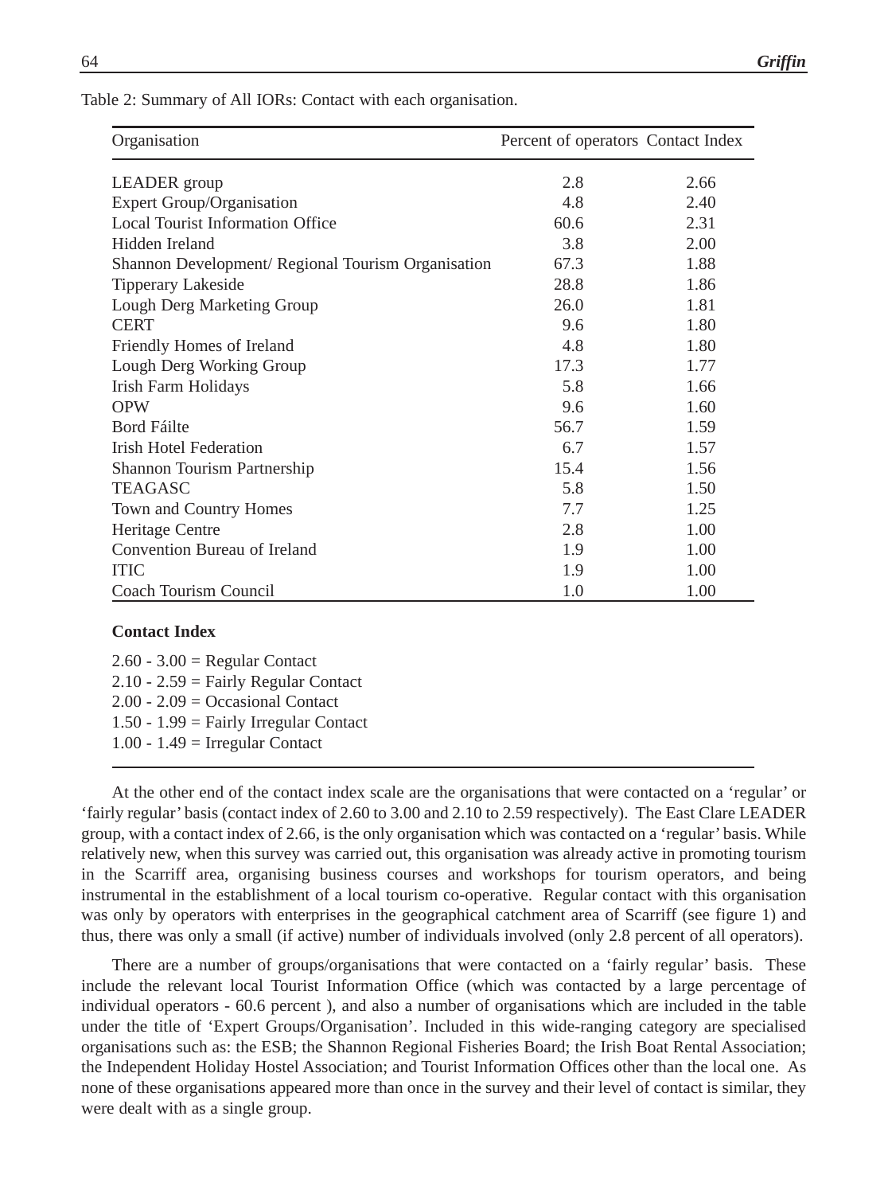Table 2: Summary of All IORs: Contact with each organisation.

| Organisation | Percent of operators | Contact Index |
|---|---|---|
| LEADER group | 2.8 | 2.66 |
| Expert Group/Organisation | 4.8 | 2.40 |
| Local Tourist Information Office | 60.6 | 2.31 |
| Hidden Ireland | 3.8 | 2.00 |
| Shannon Development/ Regional Tourism Organisation | 67.3 | 1.88 |
| Tipperary Lakeside | 28.8 | 1.86 |
| Lough Derg Marketing Group | 26.0 | 1.81 |
| CERT | 9.6 | 1.80 |
| Friendly Homes of Ireland | 4.8 | 1.80 |
| Lough Derg Working Group | 17.3 | 1.77 |
| Irish Farm Holidays | 5.8 | 1.66 |
| OPW | 9.6 | 1.60 |
| Bord Fáilte | 56.7 | 1.59 |
| Irish Hotel Federation | 6.7 | 1.57 |
| Shannon Tourism Partnership | 15.4 | 1.56 |
| TEAGASC | 5.8 | 1.50 |
| Town and Country Homes | 7.7 | 1.25 |
| Heritage Centre | 2.8 | 1.00 |
| Convention Bureau of Ireland | 1.9 | 1.00 |
| ITIC | 1.9 | 1.00 |
| Coach Tourism Council | 1.0 | 1.00 |

**Contact Index**

2.60 - 3.00 = Regular Contact
2.10 - 2.59 = Fairly Regular Contact
2.00 - 2.09 = Occasional Contact
1.50 - 1.99 = Fairly Irregular Contact
1.00 - 1.49 = Irregular Contact

At the other end of the contact index scale are the organisations that were contacted on a 'regular' or 'fairly regular' basis (contact index of 2.60 to 3.00 and 2.10 to 2.59 respectively). The East Clare LEADER group, with a contact index of 2.66, is the only organisation which was contacted on a 'regular' basis. While relatively new, when this survey was carried out, this organisation was already active in promoting tourism in the Scarriff area, organising business courses and workshops for tourism operators, and being instrumental in the establishment of a local tourism co-operative. Regular contact with this organisation was only by operators with enterprises in the geographical catchment area of Scarriff (see figure 1) and thus, there was only a small (if active) number of individuals involved (only 2.8 percent of all operators).

There are a number of groups/organisations that were contacted on a 'fairly regular' basis. These include the relevant local Tourist Information Office (which was contacted by a large percentage of individual operators - 60.6 percent ), and also a number of organisations which are included in the table under the title of 'Expert Groups/Organisation'. Included in this wide-ranging category are specialised organisations such as: the ESB; the Shannon Regional Fisheries Board; the Irish Boat Rental Association; the Independent Holiday Hostel Association; and Tourist Information Offices other than the local one. As none of these organisations appeared more than once in the survey and their level of contact is similar, they were dealt with as a single group.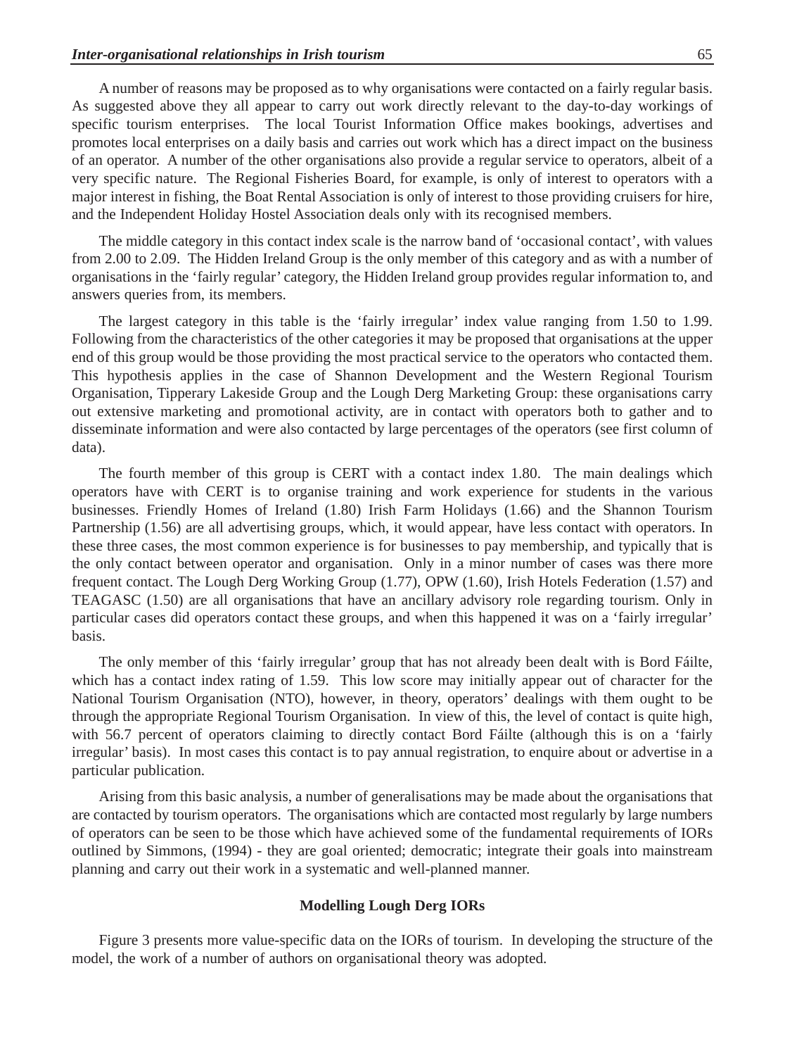A number of reasons may be proposed as to why organisations were contacted on a fairly regular basis. As suggested above they all appear to carry out work directly relevant to the day-to-day workings of specific tourism enterprises. The local Tourist Information Office makes bookings, advertises and promotes local enterprises on a daily basis and carries out work which has a direct impact on the business of an operator. A number of the other organisations also provide a regular service to operators, albeit of a very specific nature. The Regional Fisheries Board, for example, is only of interest to operators with a major interest in fishing, the Boat Rental Association is only of interest to those providing cruisers for hire, and the Independent Holiday Hostel Association deals only with its recognised members.

The middle category in this contact index scale is the narrow band of 'occasional contact', with values from 2.00 to 2.09. The Hidden Ireland Group is the only member of this category and as with a number of organisations in the 'fairly regular' category, the Hidden Ireland group provides regular information to, and answers queries from, its members.

The largest category in this table is the 'fairly irregular' index value ranging from 1.50 to 1.99. Following from the characteristics of the other categories it may be proposed that organisations at the upper end of this group would be those providing the most practical service to the operators who contacted them. This hypothesis applies in the case of Shannon Development and the Western Regional Tourism Organisation, Tipperary Lakeside Group and the Lough Derg Marketing Group: these organisations carry out extensive marketing and promotional activity, are in contact with operators both to gather and to disseminate information and were also contacted by large percentages of the operators (see first column of data).

The fourth member of this group is CERT with a contact index 1.80. The main dealings which operators have with CERT is to organise training and work experience for students in the various businesses. Friendly Homes of Ireland (1.80) Irish Farm Holidays (1.66) and the Shannon Tourism Partnership (1.56) are all advertising groups, which, it would appear, have less contact with operators. In these three cases, the most common experience is for businesses to pay membership, and typically that is the only contact between operator and organisation. Only in a minor number of cases was there more frequent contact. The Lough Derg Working Group (1.77), OPW (1.60), Irish Hotels Federation (1.57) and TEAGASC (1.50) are all organisations that have an ancillary advisory role regarding tourism. Only in particular cases did operators contact these groups, and when this happened it was on a 'fairly irregular' basis.

The only member of this 'fairly irregular' group that has not already been dealt with is Bord Fáilte, which has a contact index rating of 1.59. This low score may initially appear out of character for the National Tourism Organisation (NTO), however, in theory, operators' dealings with them ought to be through the appropriate Regional Tourism Organisation. In view of this, the level of contact is quite high, with 56.7 percent of operators claiming to directly contact Bord Fáilte (although this is on a 'fairly irregular' basis). In most cases this contact is to pay annual registration, to enquire about or advertise in a particular publication.

Arising from this basic analysis, a number of generalisations may be made about the organisations that are contacted by tourism operators. The organisations which are contacted most regularly by large numbers of operators can be seen to be those which have achieved some of the fundamental requirements of IORs outlined by Simmons, (1994) - they are goal oriented; democratic; integrate their goals into mainstream planning and carry out their work in a systematic and well-planned manner.

**Modelling Lough Derg IORs**

Figure 3 presents more value-specific data on the IORs of tourism. In developing the structure of the model, the work of a number of authors on organisational theory was adopted.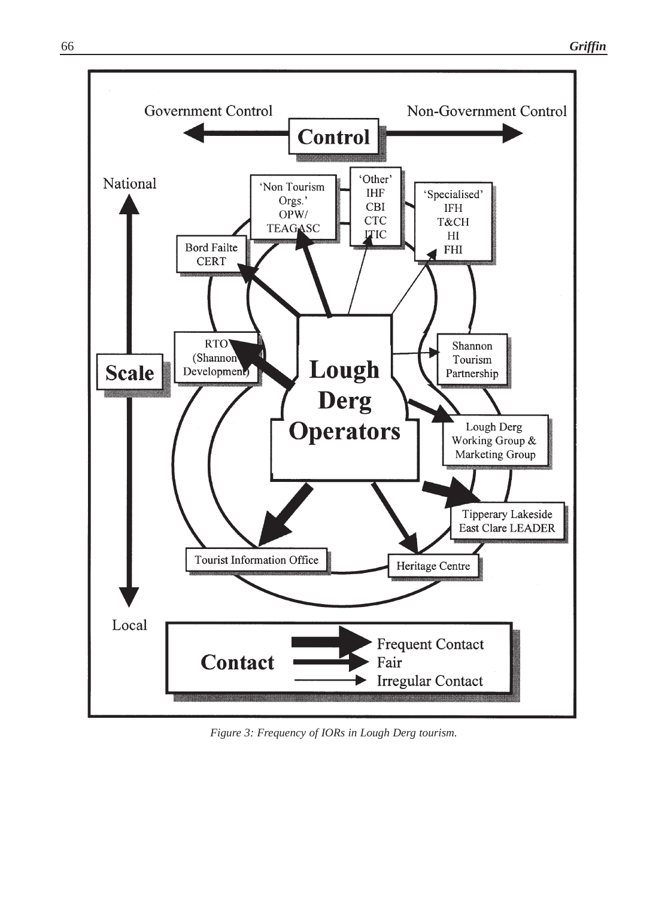*Figure 3: Frequency of IORs in Lough Derg tourism.*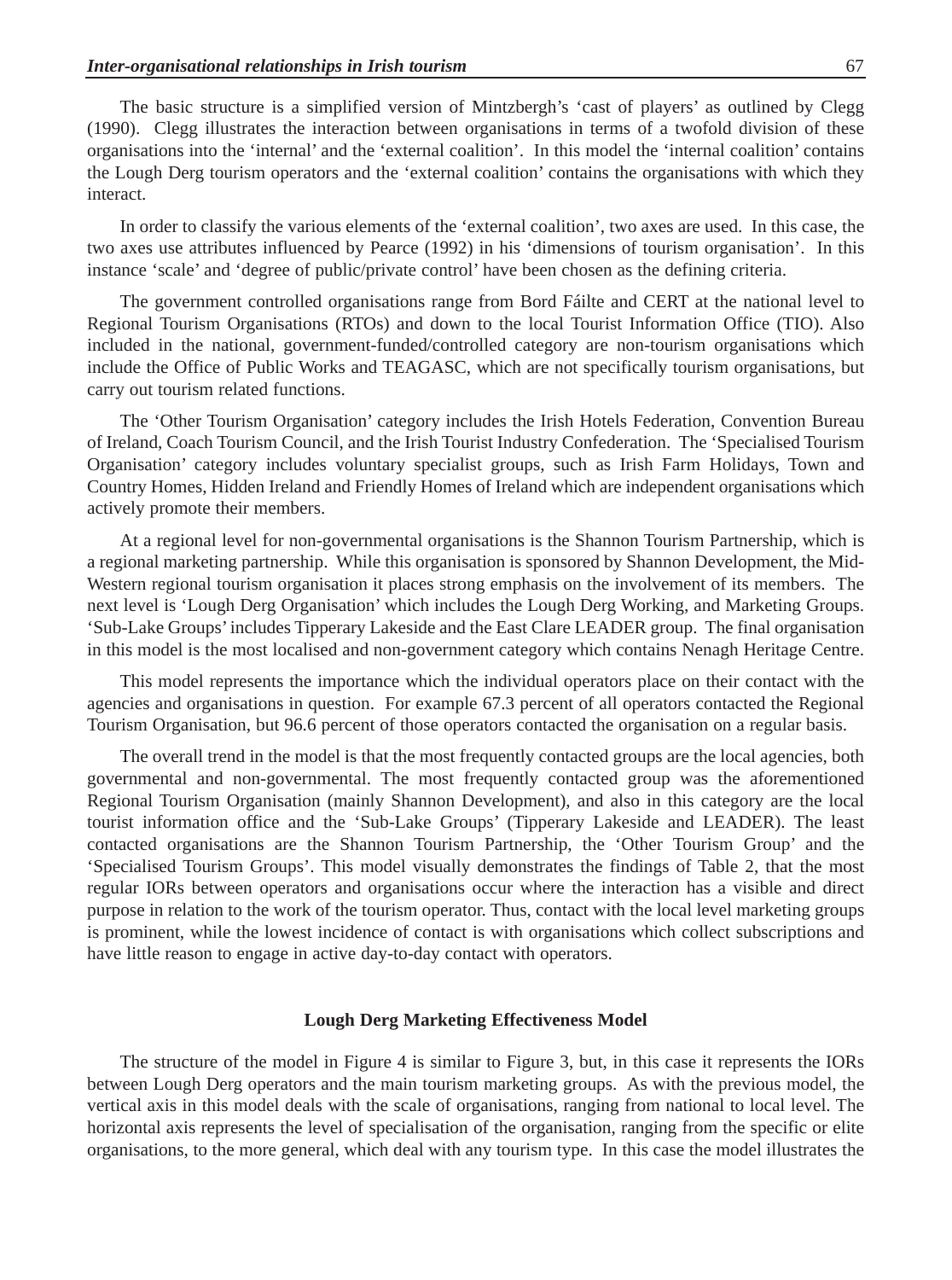The basic structure is a simplified version of Mintzbergh's 'cast of players' as outlined by Clegg (1990). Clegg illustrates the interaction between organisations in terms of a twofold division of these organisations into the 'internal' and the 'external coalition'. In this model the 'internal coalition' contains the Lough Derg tourism operators and the 'external coalition' contains the organisations with which they interact.

In order to classify the various elements of the 'external coalition', two axes are used. In this case, the two axes use attributes influenced by Pearce (1992) in his 'dimensions of tourism organisation'. In this instance 'scale' and 'degree of public/private control' have been chosen as the defining criteria.

The government controlled organisations range from Bord Fáilte and CERT at the national level to Regional Tourism Organisations (RTOs) and down to the local Tourist Information Office (TIO). Also included in the national, government-funded/controlled category are non-tourism organisations which include the Office of Public Works and TEAGASC, which are not specifically tourism organisations, but carry out tourism related functions.

The 'Other Tourism Organisation' category includes the Irish Hotels Federation, Convention Bureau of Ireland, Coach Tourism Council, and the Irish Tourist Industry Confederation. The 'Specialised Tourism Organisation' category includes voluntary specialist groups, such as Irish Farm Holidays, Town and Country Homes, Hidden Ireland and Friendly Homes of Ireland which are independent organisations which actively promote their members.

At a regional level for non-governmental organisations is the Shannon Tourism Partnership, which is a regional marketing partnership. While this organisation is sponsored by Shannon Development, the Mid-Western regional tourism organisation it places strong emphasis on the involvement of its members. The next level is 'Lough Derg Organisation' which includes the Lough Derg Working, and Marketing Groups. 'Sub-Lake Groups' includes Tipperary Lakeside and the East Clare LEADER group. The final organisation in this model is the most localised and non-government category which contains Nenagh Heritage Centre.

This model represents the importance which the individual operators place on their contact with the agencies and organisations in question. For example 67.3 percent of all operators contacted the Regional Tourism Organisation, but 96.6 percent of those operators contacted the organisation on a regular basis.

The overall trend in the model is that the most frequently contacted groups are the local agencies, both governmental and non-governmental. The most frequently contacted group was the aforementioned Regional Tourism Organisation (mainly Shannon Development), and also in this category are the local tourist information office and the 'Sub-Lake Groups' (Tipperary Lakeside and LEADER). The least contacted organisations are the Shannon Tourism Partnership, the 'Other Tourism Group' and the 'Specialised Tourism Groups'. This model visually demonstrates the findings of Table 2, that the most regular IORs between operators and organisations occur where the interaction has a visible and direct purpose in relation to the work of the tourism operator. Thus, contact with the local level marketing groups is prominent, while the lowest incidence of contact is with organisations which collect subscriptions and have little reason to engage in active day-to-day contact with operators.

### Lough Derg Marketing Effectiveness Model

The structure of the model in Figure 4 is similar to Figure 3, but, in this case it represents the IORs between Lough Derg operators and the main tourism marketing groups. As with the previous model, the vertical axis in this model deals with the scale of organisations, ranging from national to local level. The horizontal axis represents the level of specialisation of the organisation, ranging from the specific or elite organisations, to the more general, which deal with any tourism type. In this case the model illustrates the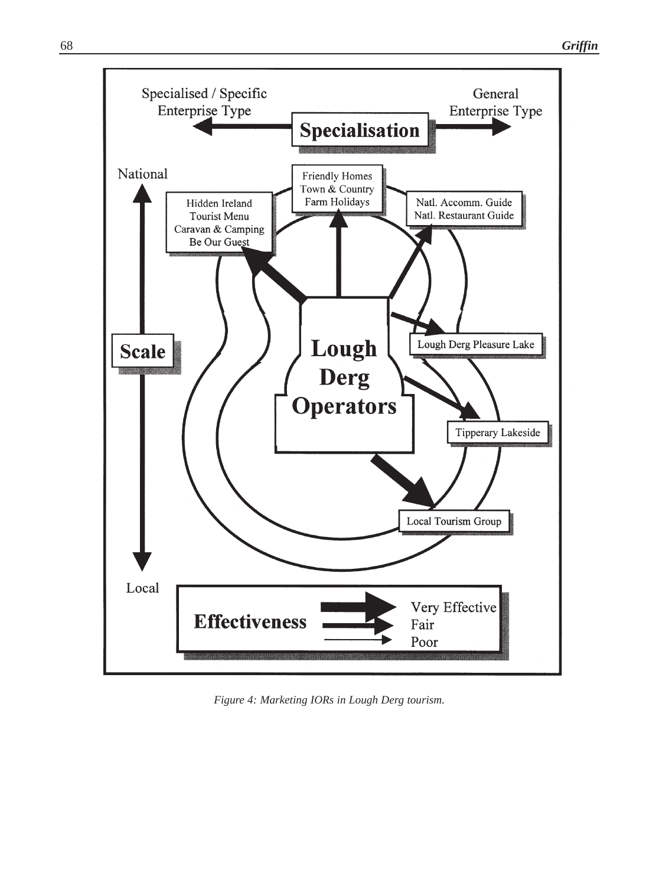Specialised / Specific Enterprise Type — **Specialisation** — General Enterprise Type

National — **Scale** — Local

**Lough Derg Operators**

- Hidden Ireland / Tourist Menu / Caravan & Camping / Be Our Guest
- Friendly Homes / Town & Country / Farm Holidays
- Natl. Accomm. Guide / Natl. Restaurant Guide
- Lough Derg Pleasure Lake
- Tipperary Lakeside
- Local Tourism Group

**Effectiveness**: Very Effective / Fair / Poor

*Figure 4: Marketing IORs in Lough Derg tourism.*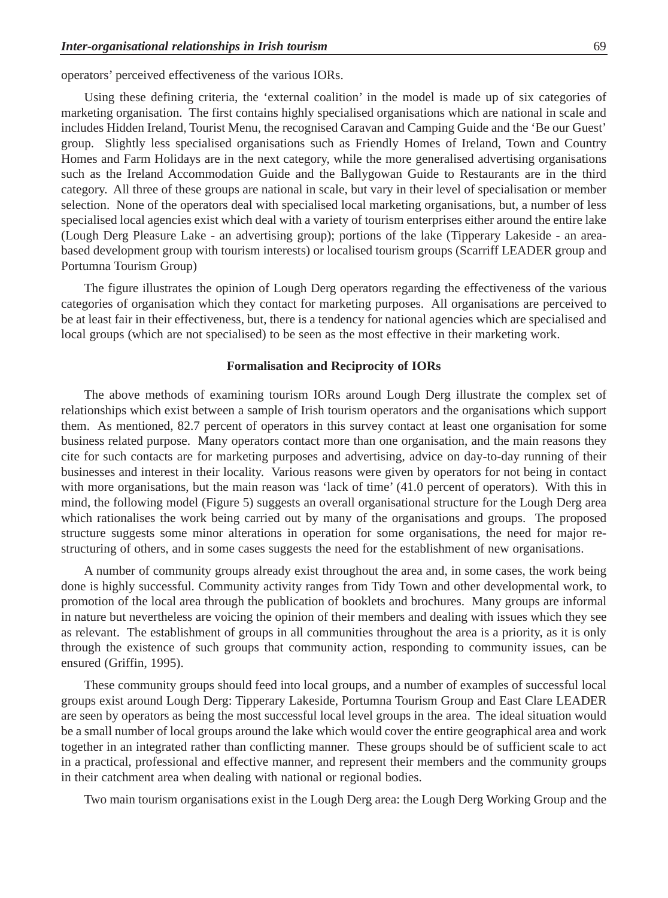operators' perceived effectiveness of the various IORs.

Using these defining criteria, the 'external coalition' in the model is made up of six categories of marketing organisation. The first contains highly specialised organisations which are national in scale and includes Hidden Ireland, Tourist Menu, the recognised Caravan and Camping Guide and the 'Be our Guest' group. Slightly less specialised organisations such as Friendly Homes of Ireland, Town and Country Homes and Farm Holidays are in the next category, while the more generalised advertising organisations such as the Ireland Accommodation Guide and the Ballygowan Guide to Restaurants are in the third category. All three of these groups are national in scale, but vary in their level of specialisation or member selection. None of the operators deal with specialised local marketing organisations, but, a number of less specialised local agencies exist which deal with a variety of tourism enterprises either around the entire lake (Lough Derg Pleasure Lake - an advertising group); portions of the lake (Tipperary Lakeside - an area-based development group with tourism interests) or localised tourism groups (Scarriff LEADER group and Portumna Tourism Group)

The figure illustrates the opinion of Lough Derg operators regarding the effectiveness of the various categories of organisation which they contact for marketing purposes. All organisations are perceived to be at least fair in their effectiveness, but, there is a tendency for national agencies which are specialised and local groups (which are not specialised) to be seen as the most effective in their marketing work.

## Formalisation and Reciprocity of IORs

The above methods of examining tourism IORs around Lough Derg illustrate the complex set of relationships which exist between a sample of Irish tourism operators and the organisations which support them. As mentioned, 82.7 percent of operators in this survey contact at least one organisation for some business related purpose. Many operators contact more than one organisation, and the main reasons they cite for such contacts are for marketing purposes and advertising, advice on day-to-day running of their businesses and interest in their locality. Various reasons were given by operators for not being in contact with more organisations, but the main reason was 'lack of time' (41.0 percent of operators). With this in mind, the following model (Figure 5) suggests an overall organisational structure for the Lough Derg area which rationalises the work being carried out by many of the organisations and groups. The proposed structure suggests some minor alterations in operation for some organisations, the need for major re-structuring of others, and in some cases suggests the need for the establishment of new organisations.

A number of community groups already exist throughout the area and, in some cases, the work being done is highly successful. Community activity ranges from Tidy Town and other developmental work, to promotion of the local area through the publication of booklets and brochures. Many groups are informal in nature but nevertheless are voicing the opinion of their members and dealing with issues which they see as relevant. The establishment of groups in all communities throughout the area is a priority, as it is only through the existence of such groups that community action, responding to community issues, can be ensured (Griffin, 1995).

These community groups should feed into local groups, and a number of examples of successful local groups exist around Lough Derg: Tipperary Lakeside, Portumna Tourism Group and East Clare LEADER are seen by operators as being the most successful local level groups in the area. The ideal situation would be a small number of local groups around the lake which would cover the entire geographical area and work together in an integrated rather than conflicting manner. These groups should be of sufficient scale to act in a practical, professional and effective manner, and represent their members and the community groups in their catchment area when dealing with national or regional bodies.

Two main tourism organisations exist in the Lough Derg area: the Lough Derg Working Group and the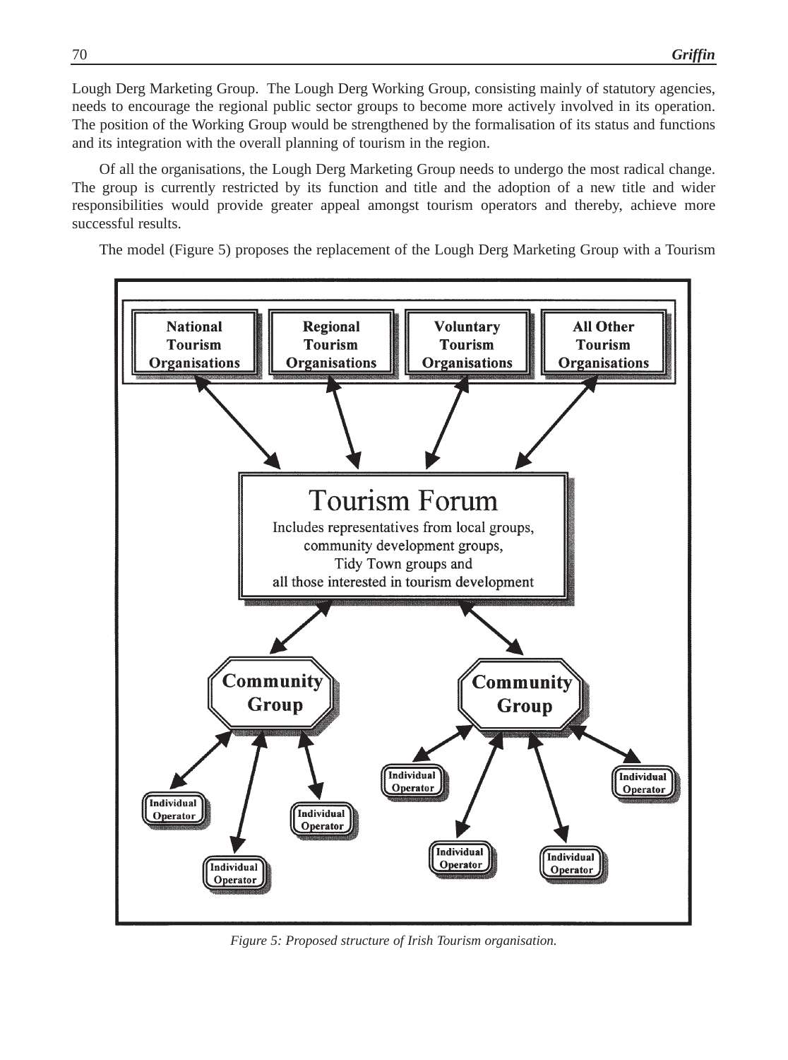Lough Derg Marketing Group. The Lough Derg Working Group, consisting mainly of statutory agencies, needs to encourage the regional public sector groups to become more actively involved in its operation. The position of the Working Group would be strengthened by the formalisation of its status and functions and its integration with the overall planning of tourism in the region.

Of all the organisations, the Lough Derg Marketing Group needs to undergo the most radical change. The group is currently restricted by its function and title and the adoption of a new title and wider responsibilities would provide greater appeal amongst tourism operators and thereby, achieve more successful results.

The model (Figure 5) proposes the replacement of the Lough Derg Marketing Group with a Tourism

National Tourism Organisations | Regional Tourism Organisations | Voluntary Tourism Organisations | All Other Tourism Organisations

**Tourism Forum**
Includes representatives from local groups, community development groups, Tidy Town groups and all those interested in tourism development

Community Group — Individual Operator, Individual Operator, Individual Operator

Community Group — Individual Operator, Individual Operator, Individual Operator, Individual Operator

*Figure 5: Proposed structure of Irish Tourism organisation.*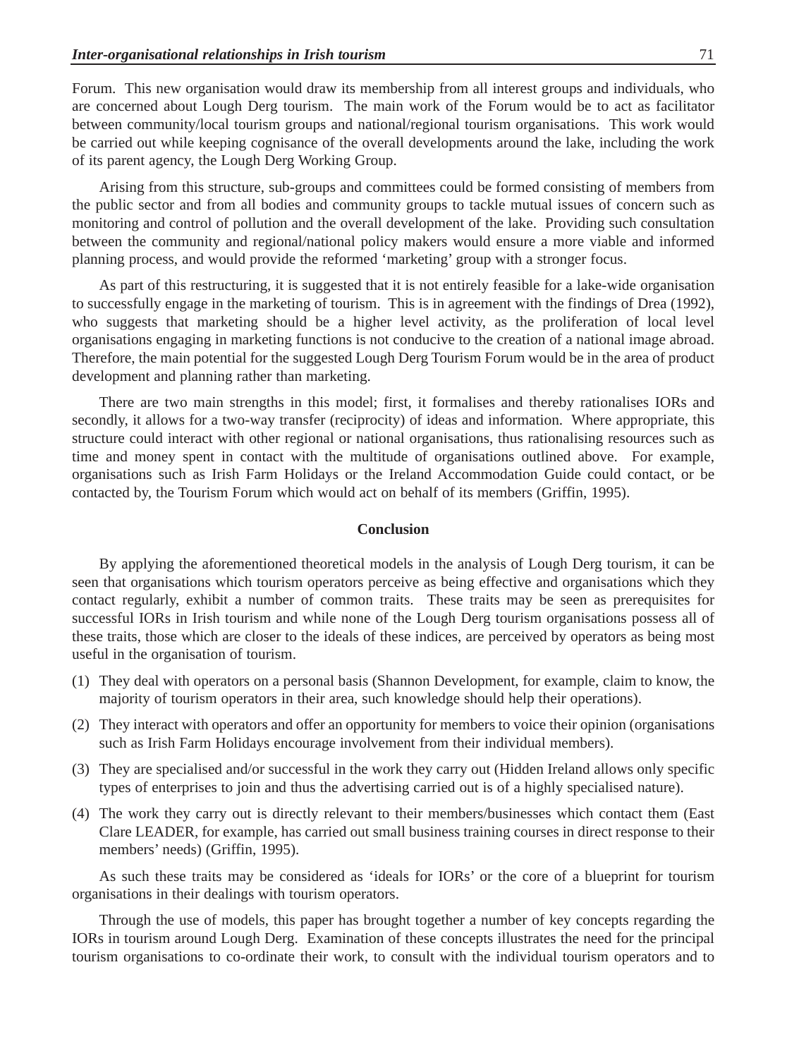Forum. This new organisation would draw its membership from all interest groups and individuals, who are concerned about Lough Derg tourism. The main work of the Forum would be to act as facilitator between community/local tourism groups and national/regional tourism organisations. This work would be carried out while keeping cognisance of the overall developments around the lake, including the work of its parent agency, the Lough Derg Working Group.

Arising from this structure, sub-groups and committees could be formed consisting of members from the public sector and from all bodies and community groups to tackle mutual issues of concern such as monitoring and control of pollution and the overall development of the lake. Providing such consultation between the community and regional/national policy makers would ensure a more viable and informed planning process, and would provide the reformed 'marketing' group with a stronger focus.

As part of this restructuring, it is suggested that it is not entirely feasible for a lake-wide organisation to successfully engage in the marketing of tourism. This is in agreement with the findings of Drea (1992), who suggests that marketing should be a higher level activity, as the proliferation of local level organisations engaging in marketing functions is not conducive to the creation of a national image abroad. Therefore, the main potential for the suggested Lough Derg Tourism Forum would be in the area of product development and planning rather than marketing.

There are two main strengths in this model; first, it formalises and thereby rationalises IORs and secondly, it allows for a two-way transfer (reciprocity) of ideas and information. Where appropriate, this structure could interact with other regional or national organisations, thus rationalising resources such as time and money spent in contact with the multitude of organisations outlined above. For example, organisations such as Irish Farm Holidays or the Ireland Accommodation Guide could contact, or be contacted by, the Tourism Forum which would act on behalf of its members (Griffin, 1995).

## Conclusion

By applying the aforementioned theoretical models in the analysis of Lough Derg tourism, it can be seen that organisations which tourism operators perceive as being effective and organisations which they contact regularly, exhibit a number of common traits. These traits may be seen as prerequisites for successful IORs in Irish tourism and while none of the Lough Derg tourism organisations possess all of these traits, those which are closer to the ideals of these indices, are perceived by operators as being most useful in the organisation of tourism.

(1) They deal with operators on a personal basis (Shannon Development, for example, claim to know, the majority of tourism operators in their area, such knowledge should help their operations).

(2) They interact with operators and offer an opportunity for members to voice their opinion (organisations such as Irish Farm Holidays encourage involvement from their individual members).

(3) They are specialised and/or successful in the work they carry out (Hidden Ireland allows only specific types of enterprises to join and thus the advertising carried out is of a highly specialised nature).

(4) The work they carry out is directly relevant to their members/businesses which contact them (East Clare LEADER, for example, has carried out small business training courses in direct response to their members' needs) (Griffin, 1995).

As such these traits may be considered as 'ideals for IORs' or the core of a blueprint for tourism organisations in their dealings with tourism operators.

Through the use of models, this paper has brought together a number of key concepts regarding the IORs in tourism around Lough Derg. Examination of these concepts illustrates the need for the principal tourism organisations to co-ordinate their work, to consult with the individual tourism operators and to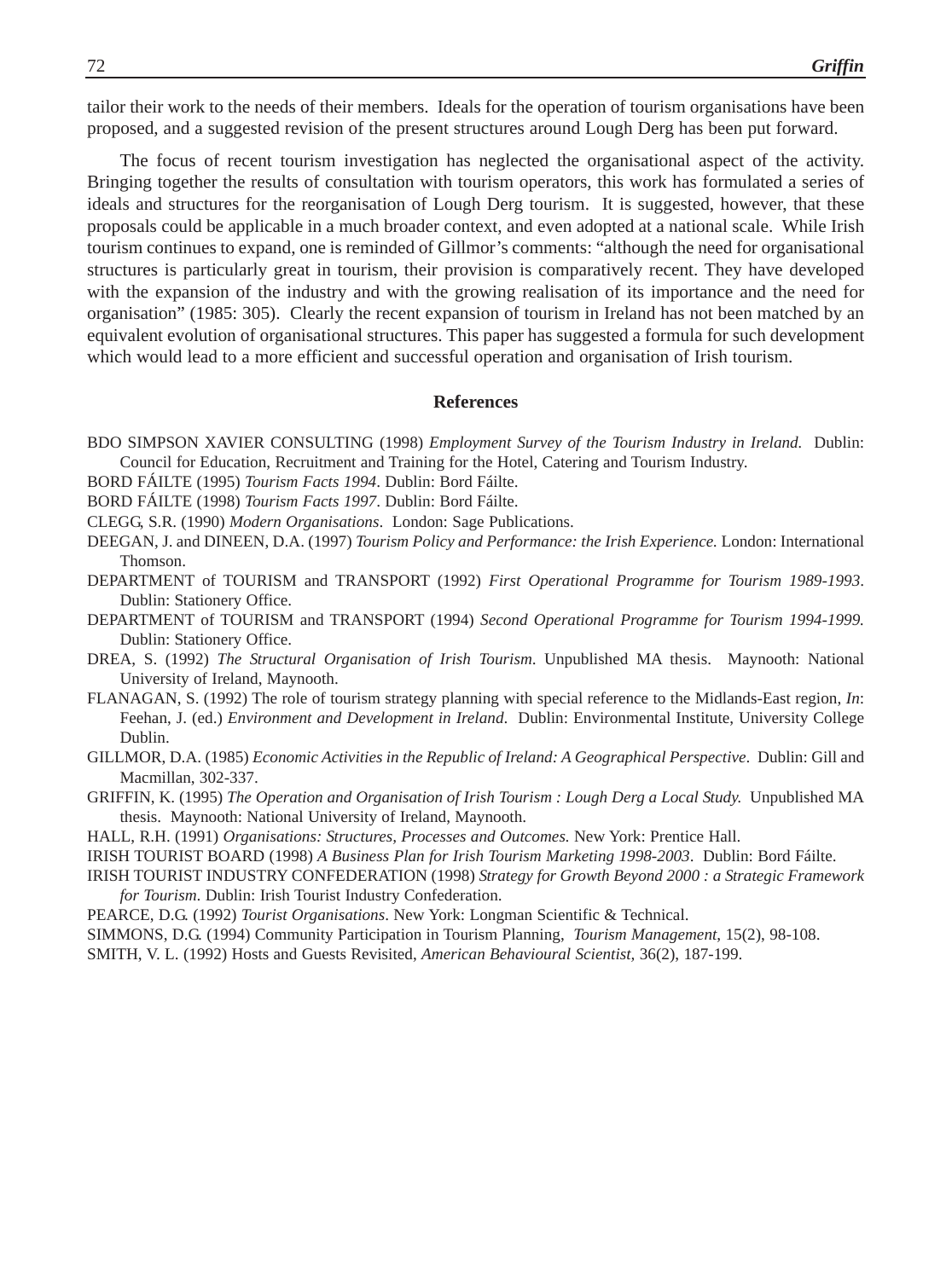tailor their work to the needs of their members. Ideals for the operation of tourism organisations have been proposed, and a suggested revision of the present structures around Lough Derg has been put forward.

The focus of recent tourism investigation has neglected the organisational aspect of the activity. Bringing together the results of consultation with tourism operators, this work has formulated a series of ideals and structures for the reorganisation of Lough Derg tourism. It is suggested, however, that these proposals could be applicable in a much broader context, and even adopted at a national scale. While Irish tourism continues to expand, one is reminded of Gillmor's comments: "although the need for organisational structures is particularly great in tourism, their provision is comparatively recent. They have developed with the expansion of the industry and with the growing realisation of its importance and the need for organisation" (1985: 305). Clearly the recent expansion of tourism in Ireland has not been matched by an equivalent evolution of organisational structures. This paper has suggested a formula for such development which would lead to a more efficient and successful operation and organisation of Irish tourism.

## References

BDO SIMPSON XAVIER CONSULTING (1998) *Employment Survey of the Tourism Industry in Ireland.* Dublin: Council for Education, Recruitment and Training for the Hotel, Catering and Tourism Industry.

BORD FÁILTE (1995) *Tourism Facts 1994*. Dublin: Bord Fáilte.

BORD FÁILTE (1998) *Tourism Facts 1997*. Dublin: Bord Fáilte.

CLEGG, S.R. (1990) *Modern Organisations*. London: Sage Publications.

DEEGAN, J. and DINEEN, D.A. (1997) *Tourism Policy and Performance: the Irish Experience.* London: International Thomson.

DEPARTMENT of TOURISM and TRANSPORT (1992) *First Operational Programme for Tourism 1989-1993*. Dublin: Stationery Office.

DEPARTMENT of TOURISM and TRANSPORT (1994) *Second Operational Programme for Tourism 1994-1999.* Dublin: Stationery Office.

DREA, S. (1992) *The Structural Organisation of Irish Tourism*. Unpublished MA thesis. Maynooth: National University of Ireland, Maynooth.

FLANAGAN, S. (1992) The role of tourism strategy planning with special reference to the Midlands-East region, *In*: Feehan, J. (ed.) *Environment and Development in Ireland*. Dublin: Environmental Institute, University College Dublin.

GILLMOR, D.A. (1985) *Economic Activities in the Republic of Ireland: A Geographical Perspective*. Dublin: Gill and Macmillan, 302-337.

GRIFFIN, K. (1995) *The Operation and Organisation of Irish Tourism : Lough Derg a Local Study.* Unpublished MA thesis. Maynooth: National University of Ireland, Maynooth.

HALL, R.H. (1991) *Organisations: Structures, Processes and Outcomes.* New York: Prentice Hall.

IRISH TOURIST BOARD (1998) *A Business Plan for Irish Tourism Marketing 1998-2003*. Dublin: Bord Fáilte.

IRISH TOURIST INDUSTRY CONFEDERATION (1998) *Strategy for Growth Beyond 2000 : a Strategic Framework for Tourism*. Dublin: Irish Tourist Industry Confederation.

PEARCE, D.G. (1992) *Tourist Organisations*. New York: Longman Scientific & Technical.

SIMMONS, D.G. (1994) Community Participation in Tourism Planning, *Tourism Management*, 15(2), 98-108.

SMITH, V. L. (1992) Hosts and Guests Revisited, *American Behavioural Scientist*, 36(2), 187-199.